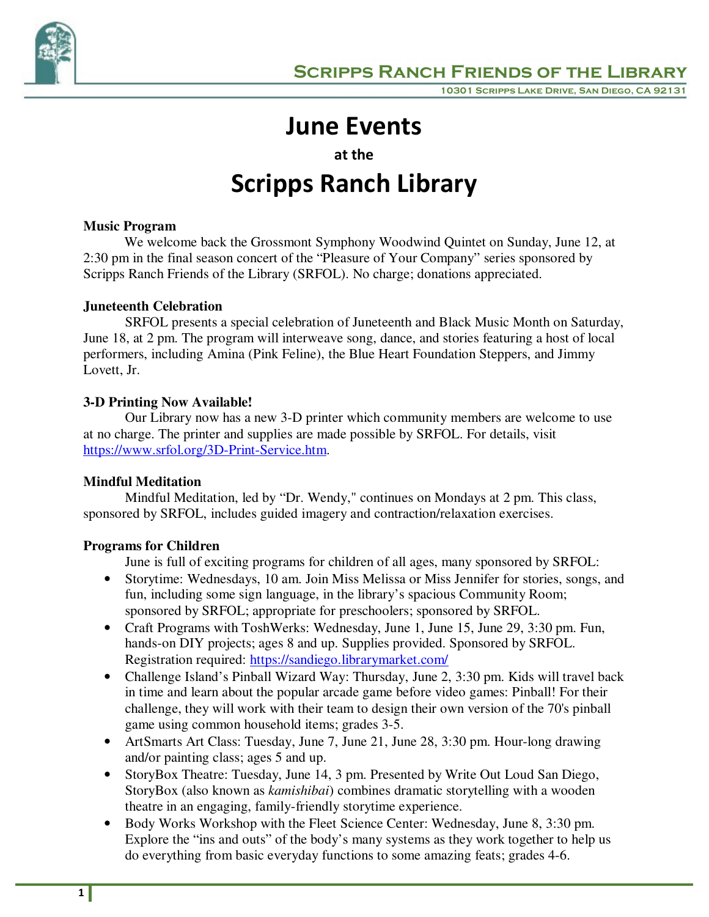**Scripps Ranch Friends of the Library**

10301 Scripps Lake Drive, San Diego, CA 92131

# June Events

**at the**

# Scripps Ranch Library

**Music Program**

We welcome back the Grossmont Symphony Woodwind Quintet on Sunday, June 12, at 2:30 pm in the final season concert of the "Pleasure of Your Company" series sponsored by Scripps Ranch Friends of the Library (SRFOL). No charge; donations appreciated.

**Juneteenth Celebration**

SRFOL presents a special celebration of Juneteenth and Black Music Month on Saturday, June 18, at 2 pm. The program will interweave song, dance, and stories featuring a host of local performers, including Amina (Pink Feline), the Blue Heart Foundation Steppers, and Jimmy Lovett, Jr.

**3-D Printing Now Available!**

Our Library now has a new 3-D printer which community members are welcome to use at no charge. The printer and supplies are made possible by SRFOL. For details, visit https://www.srfol.org/3D-Print-Service.htm.

**Mindful Meditation**

Mindful Meditation, led by "Dr. Wendy," continues on Mondays at 2 pm. This class, sponsored by SRFOL, includes guided imagery and contraction/relaxation exercises.

**Programs for Children**

June is full of exciting programs for children of all ages, many sponsored by SRFOL:

- Storytime: Wednesdays, 10 am. Join Miss Melissa or Miss Jennifer for stories, songs, and fun, including some sign language, in the library's spacious Community Room; sponsored by SRFOL; appropriate for preschoolers; sponsored by SRFOL.
- Craft Programs with ToshWerks: Wednesday, June 1, June 15, June 29, 3:30 pm. Fun, hands-on DIY projects; ages 8 and up. Supplies provided. Sponsored by SRFOL. Registration required: https://sandiego.librarymarket.com/
- Challenge Island's Pinball Wizard Way: Thursday, June 2, 3:30 pm. Kids will travel back in time and learn about the popular arcade game before video games: Pinball! For their challenge, they will work with their team to design their own version of the 70's pinball game using common household items; grades 3-5.
- ArtSmarts Art Class: Tuesday, June 7, June 21, June 28, 3:30 pm. Hour-long drawing and/or painting class; ages 5 and up.
- StoryBox Theatre: Tuesday, June 14, 3 pm. Presented by Write Out Loud San Diego, StoryBox (also known as *kamishibai*) combines dramatic storytelling with a wooden theatre in an engaging, family-friendly storytime experience.
- Body Works Workshop with the Fleet Science Center: Wednesday, June 8, 3:30 pm. Explore the "ins and outs" of the body's many systems as they work together to help us do everything from basic everyday functions to some amazing feats; grades 4-6.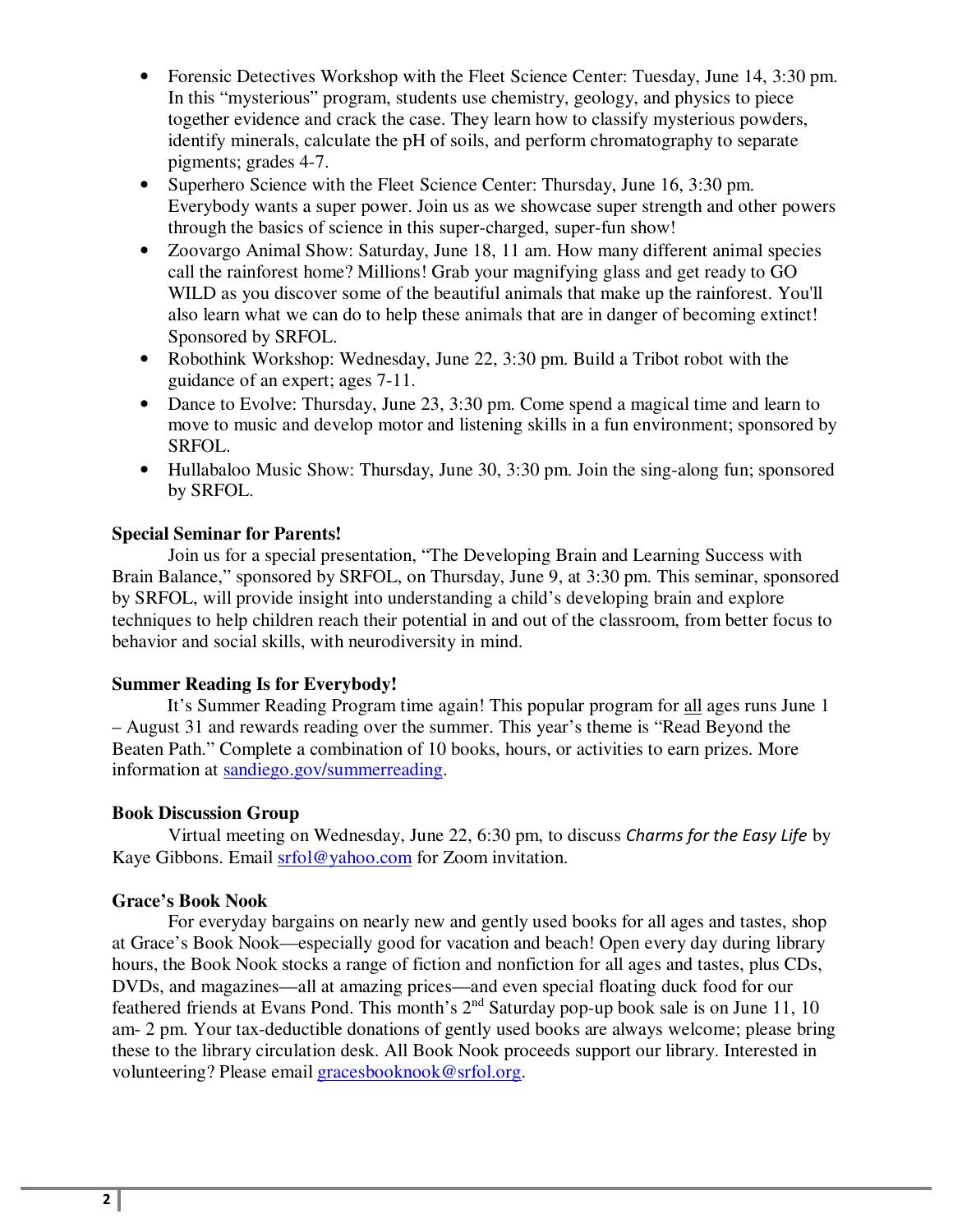- Forensic Detectives Workshop with the Fleet Science Center: Tuesday, June 14, 3:30 pm. In this "mysterious" program, students use chemistry, geology, and physics to piece together evidence and crack the case. They learn how to classify mysterious powders, identify minerals, calculate the pH of soils, and perform chromatography to separate pigments; grades 4-7.
- Superhero Science with the Fleet Science Center: Thursday, June 16, 3:30 pm. Everybody wants a super power. Join us as we showcase super strength and other powers through the basics of science in this super-charged, super-fun show!
- Zoovargo Animal Show: Saturday, June 18, 11 am. How many different animal species call the rainforest home? Millions! Grab your magnifying glass and get ready to GO WILD as you discover some of the beautiful animals that make up the rainforest. You'll also learn what we can do to help these animals that are in danger of becoming extinct! Sponsored by SRFOL.
- Robothink Workshop: Wednesday, June 22, 3:30 pm. Build a Tribot robot with the guidance of an expert; ages 7-11.
- Dance to Evolve: Thursday, June 23, 3:30 pm. Come spend a magical time and learn to move to music and develop motor and listening skills in a fun environment; sponsored by SRFOL.
- Hullabaloo Music Show: Thursday, June 30, 3:30 pm. Join the sing-along fun; sponsored by SRFOL.

**Special Seminar for Parents!**

Join us for a special presentation, "The Developing Brain and Learning Success with Brain Balance," sponsored by SRFOL, on Thursday, June 9, at 3:30 pm. This seminar, sponsored by SRFOL, will provide insight into understanding a child's developing brain and explore techniques to help children reach their potential in and out of the classroom, from better focus to behavior and social skills, with neurodiversity in mind.

**Summer Reading Is for Everybody!**

It's Summer Reading Program time again! This popular program for all ages runs June 1 – August 31 and rewards reading over the summer. This year's theme is "Read Beyond the Beaten Path." Complete a combination of 10 books, hours, or activities to earn prizes. More information at sandiego.gov/summerreading.

**Book Discussion Group**

Virtual meeting on Wednesday, June 22, 6:30 pm, to discuss *Charms for the Easy Life* by Kaye Gibbons. Email srfol@yahoo.com for Zoom invitation.

**Grace's Book Nook**

For everyday bargains on nearly new and gently used books for all ages and tastes, shop at Grace's Book Nook—especially good for vacation and beach! Open every day during library hours, the Book Nook stocks a range of fiction and nonfiction for all ages and tastes, plus CDs, DVDs, and magazines—all at amazing prices—and even special floating duck food for our feathered friends at Evans Pond. This month's 2nd Saturday pop-up book sale is on June 11, 10 am- 2 pm. Your tax-deductible donations of gently used books are always welcome; please bring these to the library circulation desk. All Book Nook proceeds support our library. Interested in volunteering? Please email gracesbooknook@srfol.org.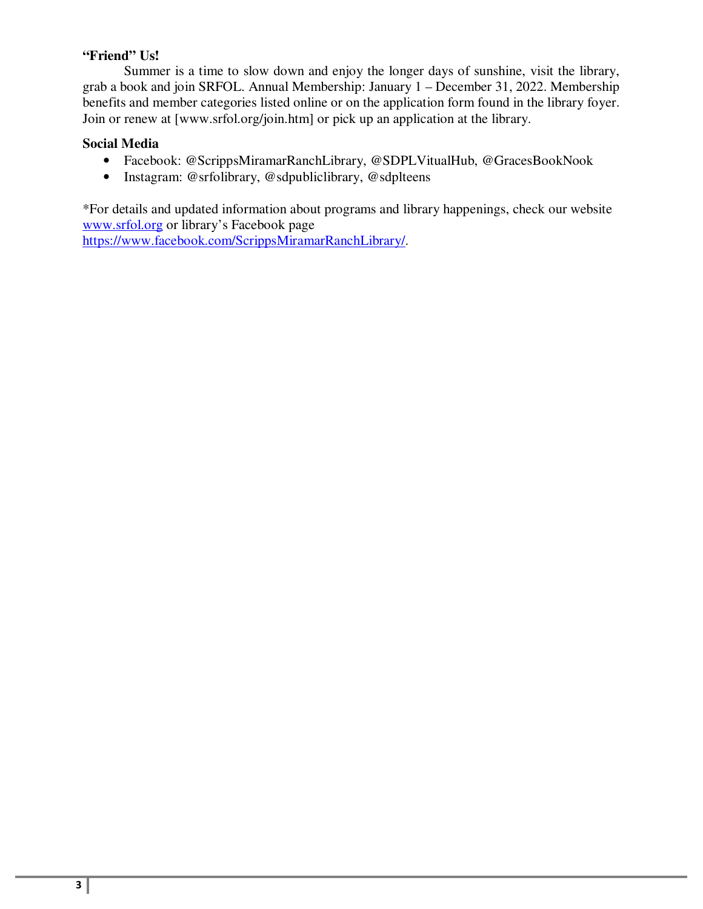**“Friend” Us!**

Summer is a time to slow down and enjoy the longer days of sunshine, visit the library, grab a book and join SRFOL. Annual Membership: January 1 – December 31, 2022. Membership benefits and member categories listed online or on the application form found in the library foyer. Join or renew at [www.srfol.org/join.htm] or pick up an application at the library.

**Social Media**

- Facebook: @ScrippsMiramarRanchLibrary, @SDPLVitualHub, @GracesBookNook
- Instagram: @srfolibrary, @sdpubliclibrary, @sdplteens

*For details and updated information about programs and library happenings, check our website [www.srfol.org](http://www.srfol.org) or library’s Facebook page [https://www.facebook.com/ScrippsMiramarRanchLibrary/](https://www.facebook.com/ScrippsMiramarRanchLibrary/).